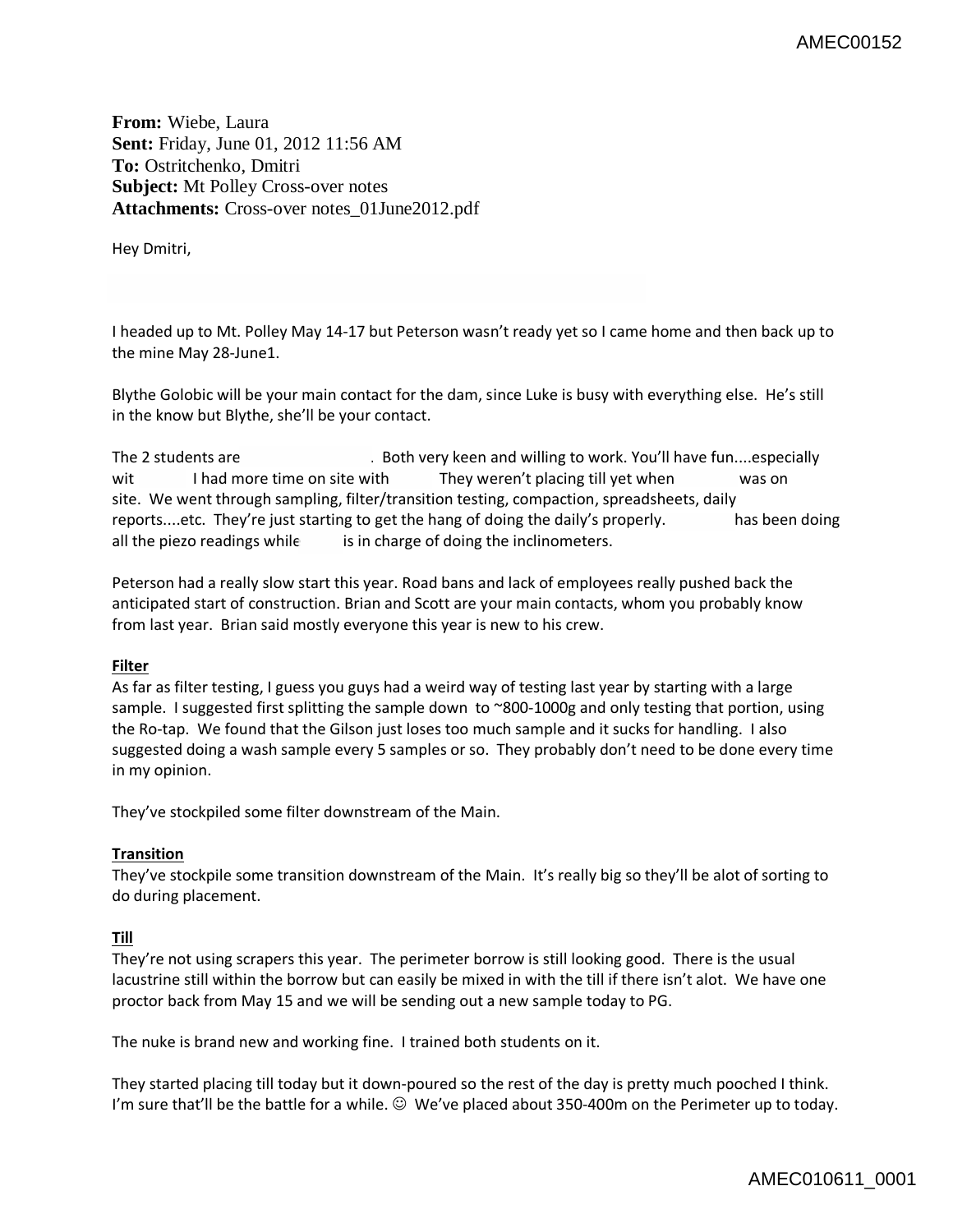**From:** Wiebe, Laura
**Sent:** Friday, June 01, 2012 11:56 AM
**To:** Ostritchenko, Dmitri
**Subject:** Mt Polley Cross-over notes
**Attachments:** Cross-over notes_01June2012.pdf

Hey Dmitri,

I headed up to Mt. Polley May 14-17 but Peterson wasn't ready yet so I came home and then back up to the mine May 28-June1.

Blythe Golobic will be your main contact for the dam, since Luke is busy with everything else. He's still in the know but Blythe, she'll be your contact.

The 2 students are . Both very keen and willing to work. You'll have fun....especially wit I had more time on site with They weren't placing till yet when was on site. We went through sampling, filter/transition testing, compaction, spreadsheets, daily reports....etc. They're just starting to get the hang of doing the daily's properly. has been doing all the piezo readings while is in charge of doing the inclinometers.

Peterson had a really slow start this year. Road bans and lack of employees really pushed back the anticipated start of construction. Brian and Scott are your main contacts, whom you probably know from last year. Brian said mostly everyone this year is new to his crew.

**Filter**

As far as filter testing, I guess you guys had a weird way of testing last year by starting with a large sample. I suggested first splitting the sample down to ~800-1000g and only testing that portion, using the Ro-tap. We found that the Gilson just loses too much sample and it sucks for handling. I also suggested doing a wash sample every 5 samples or so. They probably don't need to be done every time in my opinion.

They've stockpiled some filter downstream of the Main.

**Transition**

They've stockpile some transition downstream of the Main. It's really big so they'll be alot of sorting to do during placement.

**Till**

They're not using scrapers this year. The perimeter borrow is still looking good. There is the usual lacustrine still within the borrow but can easily be mixed in with the till if there isn't alot. We have one proctor back from May 15 and we will be sending out a new sample today to PG.

The nuke is brand new and working fine. I trained both students on it.

They started placing till today but it down-poured so the rest of the day is pretty much pooched I think. I'm sure that'll be the battle for a while. ☺ We've placed about 350-400m on the Perimeter up to today.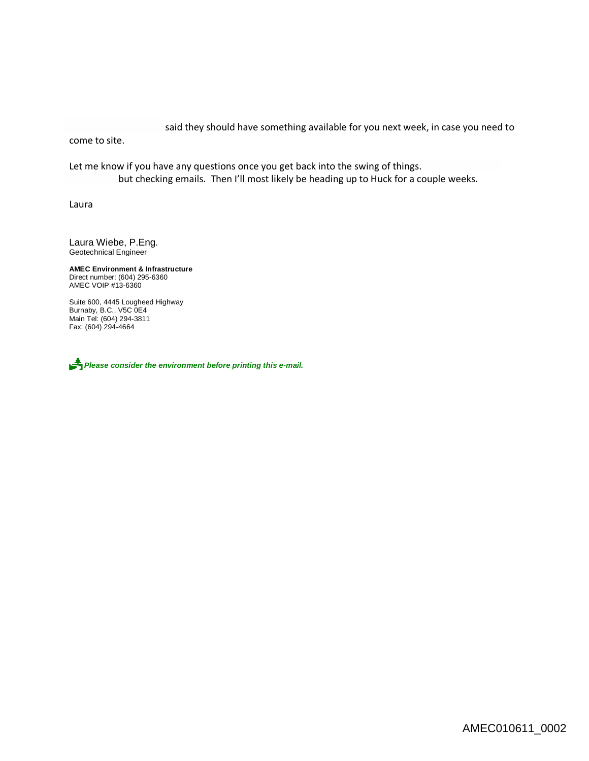said they should have something available for you next week, in case you need to come to site.

Let me know if you have any questions once you get back into the swing of things. but checking emails. Then I'll most likely be heading up to Huck for a couple weeks.

Laura

Laura Wiebe, P.Eng.
Geotechnical Engineer

**AMEC Environment & Infrastructure**
Direct number: (604) 295-6360
AMEC VOIP #13-6360

Suite 600, 4445 Lougheed Highway
Burnaby, B.C., V5C 0E4
Main Tel: (604) 294-3811
Fax: (604) 294-4664

***Please consider the environment before printing this e-mail.***

AMEC010611_0002